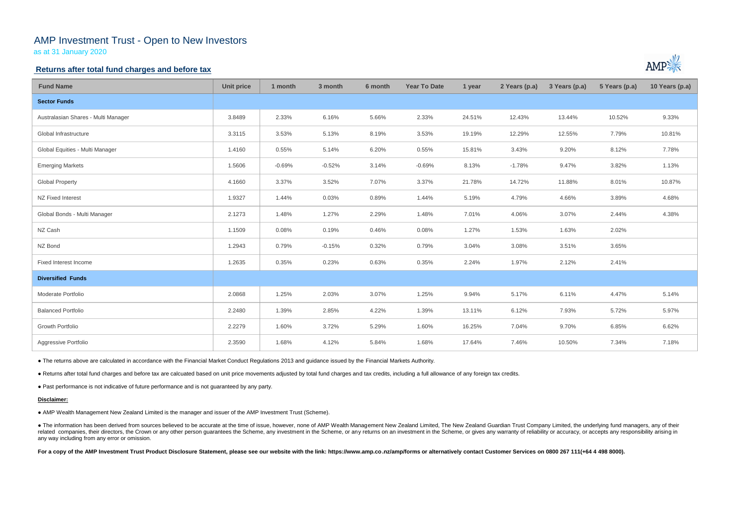# AMP Investment Trust - Open to New Investors

as at 31 January 2020

## Returns after total fund charges and before tax

| Fund Name | Unit price | 1 month | 3 month | 6 month | Year To Date | 1 year | 2 Years (p.a) | 3 Years (p.a) | 5 Years (p.a) | 10 Years (p.a) |
|---|---|---|---|---|---|---|---|---|---|---|
| **Sector Funds** | | | | | | | | | | |
| Australasian Shares - Multi Manager | 3.8489 | 2.33% | 6.16% | 5.66% | 2.33% | 24.51% | 12.43% | 13.44% | 10.52% | 9.33% |
| Global Infrastructure | 3.3115 | 3.53% | 5.13% | 8.19% | 3.53% | 19.19% | 12.29% | 12.55% | 7.79% | 10.81% |
| Global Equities - Multi Manager | 1.4160 | 0.55% | 5.14% | 6.20% | 0.55% | 15.81% | 3.43% | 9.20% | 8.12% | 7.78% |
| Emerging Markets | 1.5606 | -0.69% | -0.52% | 3.14% | -0.69% | 8.13% | -1.78% | 9.47% | 3.82% | 1.13% |
| Global Property | 4.1660 | 3.37% | 3.52% | 7.07% | 3.37% | 21.78% | 14.72% | 11.88% | 8.01% | 10.87% |
| NZ Fixed Interest | 1.9327 | 1.44% | 0.03% | 0.89% | 1.44% | 5.19% | 4.79% | 4.66% | 3.89% | 4.68% |
| Global Bonds - Multi Manager | 2.1273 | 1.48% | 1.27% | 2.29% | 1.48% | 7.01% | 4.06% | 3.07% | 2.44% | 4.38% |
| NZ Cash | 1.1509 | 0.08% | 0.19% | 0.46% | 0.08% | 1.27% | 1.53% | 1.63% | 2.02% | |
| NZ Bond | 1.2943 | 0.79% | -0.15% | 0.32% | 0.79% | 3.04% | 3.08% | 3.51% | 3.65% | |
| Fixed Interest Income | 1.2635 | 0.35% | 0.23% | 0.63% | 0.35% | 2.24% | 1.97% | 2.12% | 2.41% | |
| **Diversified Funds** | | | | | | | | | | |
| Moderate Portfolio | 2.0868 | 1.25% | 2.03% | 3.07% | 1.25% | 9.94% | 5.17% | 6.11% | 4.47% | 5.14% |
| Balanced Portfolio | 2.2480 | 1.39% | 2.85% | 4.22% | 1.39% | 13.11% | 6.12% | 7.93% | 5.72% | 5.97% |
| Growth Portfolio | 2.2279 | 1.60% | 3.72% | 5.29% | 1.60% | 16.25% | 7.04% | 9.70% | 6.85% | 6.62% |
| Aggressive Portfolio | 2.3590 | 1.68% | 4.12% | 5.84% | 1.68% | 17.64% | 7.46% | 10.50% | 7.34% | 7.18% |

- The returns above are calculated in accordance with the Financial Market Conduct Regulations 2013 and guidance issued by the Financial Markets Authority.
- Returns after total fund charges and before tax are calcuated based on unit price movements adjusted by total fund charges and tax credits, including a full allowance of any foreign tax credits.
- Past performance is not indicative of future performance and is not guaranteed by any party.

**Disclaimer:**

- AMP Wealth Management New Zealand Limited is the manager and issuer of the AMP Investment Trust (Scheme).
- The information has been derived from sources believed to be accurate at the time of issue, however, none of AMP Wealth Management New Zealand Limited, The New Zealand Guardian Trust Company Limited, the underlying fund managers, any of their related companies, their directors, the Crown or any other person guarantees the Scheme, any investment in the Scheme, or any returns on an investment in the Scheme, or gives any warranty of reliability or accuracy, or accepts any responsibility arising in any way including from any error or omission.

**For a copy of the AMP Investment Trust Product Disclosure Statement, please see our website with the link: https://www.amp.co.nz/amp/forms or alternatively contact Customer Services on 0800 267 111(+64 4 498 8000).**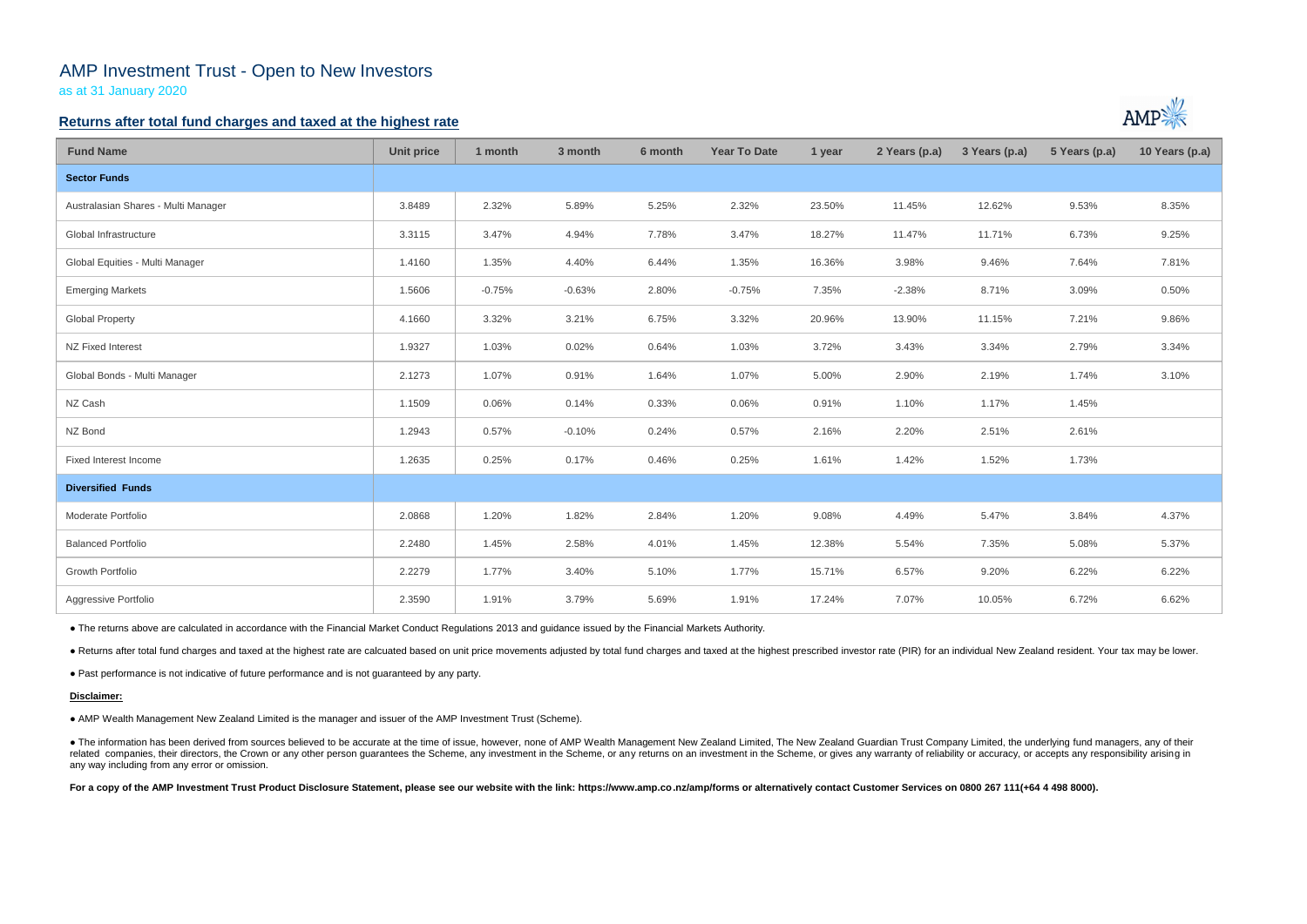# AMP Investment Trust - Open to New Investors

as at 31 January 2020

## Returns after total fund charges and taxed at the highest rate

| Fund Name | Unit price | 1 month | 3 month | 6 month | Year To Date | 1 year | 2 Years (p.a) | 3 Years (p.a) | 5 Years (p.a) | 10 Years (p.a) |
|---|---|---|---|---|---|---|---|---|---|---|
| **Sector Funds** | | | | | | | | | | |
| Australasian Shares - Multi Manager | 3.8489 | 2.32% | 5.89% | 5.25% | 2.32% | 23.50% | 11.45% | 12.62% | 9.53% | 8.35% |
| Global Infrastructure | 3.3115 | 3.47% | 4.94% | 7.78% | 3.47% | 18.27% | 11.47% | 11.71% | 6.73% | 9.25% |
| Global Equities - Multi Manager | 1.4160 | 1.35% | 4.40% | 6.44% | 1.35% | 16.36% | 3.98% | 9.46% | 7.64% | 7.81% |
| Emerging Markets | 1.5606 | -0.75% | -0.63% | 2.80% | -0.75% | 7.35% | -2.38% | 8.71% | 3.09% | 0.50% |
| Global Property | 4.1660 | 3.32% | 3.21% | 6.75% | 3.32% | 20.96% | 13.90% | 11.15% | 7.21% | 9.86% |
| NZ Fixed Interest | 1.9327 | 1.03% | 0.02% | 0.64% | 1.03% | 3.72% | 3.43% | 3.34% | 2.79% | 3.34% |
| Global Bonds - Multi Manager | 2.1273 | 1.07% | 0.91% | 1.64% | 1.07% | 5.00% | 2.90% | 2.19% | 1.74% | 3.10% |
| NZ Cash | 1.1509 | 0.06% | 0.14% | 0.33% | 0.06% | 0.91% | 1.10% | 1.17% | 1.45% | |
| NZ Bond | 1.2943 | 0.57% | -0.10% | 0.24% | 0.57% | 2.16% | 2.20% | 2.51% | 2.61% | |
| Fixed Interest Income | 1.2635 | 0.25% | 0.17% | 0.46% | 0.25% | 1.61% | 1.42% | 1.52% | 1.73% | |
| **Diversified Funds** | | | | | | | | | | |
| Moderate Portfolio | 2.0868 | 1.20% | 1.82% | 2.84% | 1.20% | 9.08% | 4.49% | 5.47% | 3.84% | 4.37% |
| Balanced Portfolio | 2.2480 | 1.45% | 2.58% | 4.01% | 1.45% | 12.38% | 5.54% | 7.35% | 5.08% | 5.37% |
| Growth Portfolio | 2.2279 | 1.77% | 3.40% | 5.10% | 1.77% | 15.71% | 6.57% | 9.20% | 6.22% | 6.22% |
| Aggressive Portfolio | 2.3590 | 1.91% | 3.79% | 5.69% | 1.91% | 17.24% | 7.07% | 10.05% | 6.72% | 6.62% |

● The returns above are calculated in accordance with the Financial Market Conduct Regulations 2013 and guidance issued by the Financial Markets Authority.

● Returns after total fund charges and taxed at the highest rate are calcuated based on unit price movements adjusted by total fund charges and taxed at the highest prescribed investor rate (PIR) for an individual New Zealand resident. Your tax may be lower.

● Past performance is not indicative of future performance and is not guaranteed by any party.

**Disclaimer:**

● AMP Wealth Management New Zealand Limited is the manager and issuer of the AMP Investment Trust (Scheme).

● The information has been derived from sources believed to be accurate at the time of issue, however, none of AMP Wealth Management New Zealand Limited, The New Zealand Guardian Trust Company Limited, the underlying fund managers, any of their related companies, their directors, the Crown or any other person guarantees the Scheme, any investment in the Scheme, or any returns on an investment in the Scheme, or gives any warranty of reliability or accuracy, or accepts any responsibility arising in any way including from any error or omission.

**For a copy of the AMP Investment Trust Product Disclosure Statement, please see our website with the link: https://www.amp.co.nz/amp/forms or alternatively contact Customer Services on 0800 267 111(+64 4 498 8000).**